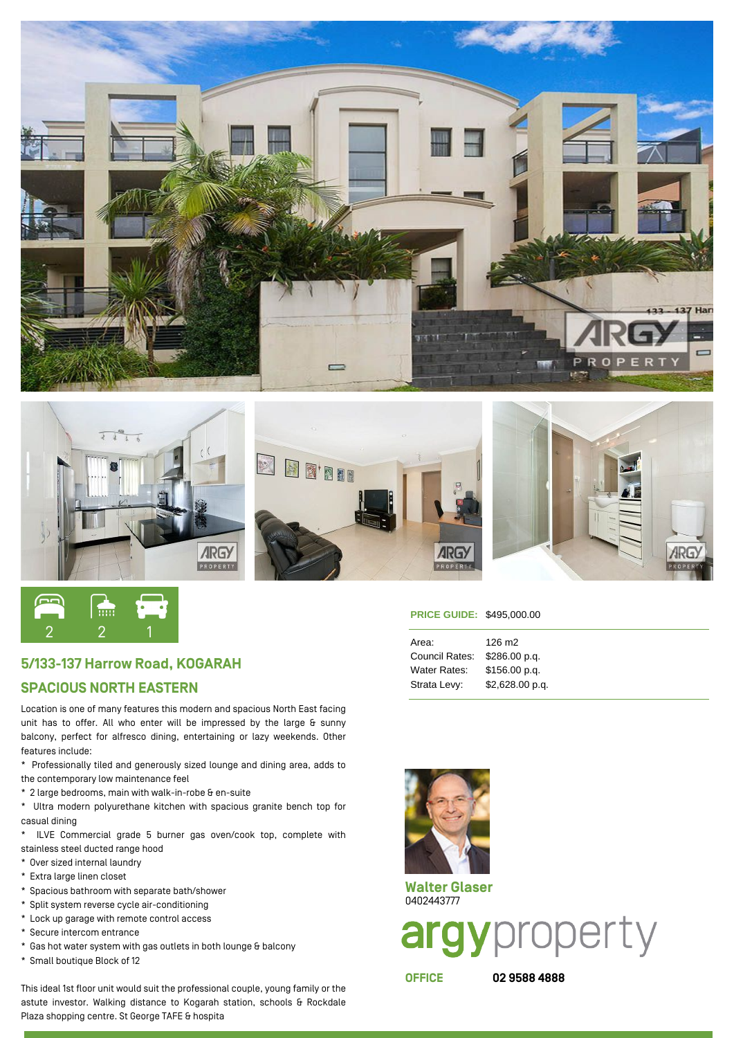2 2 1

## 5/133-137 Harrow Road, KOGARAH

## SPACIOUS NORTH EASTERN

Location is one of many features this modern and spacious North East facing unit has to offer. All who enter will be impressed by the large & sunny balcony, perfect for alfresco dining, entertaining or lazy weekends. Other features include:

* Professionally tiled and generously sized lounge and dining area, adds to the contemporary low maintenance feel
* 2 large bedrooms, main with walk-in-robe & en-suite
* Ultra modern polyurethane kitchen with spacious granite bench top for casual dining
* ILVE Commercial grade 5 burner gas oven/cook top, complete with stainless steel ducted range hood
* Over sized internal laundry
* Extra large linen closet
* Spacious bathroom with separate bath/shower
* Split system reverse cycle air-conditioning
* Lock up garage with remote control access
* Secure intercom entrance
* Gas hot water system with gas outlets in both lounge & balcony
* Small boutique Block of 12

This ideal 1st floor unit would suit the professional couple, young family or the astute investor. Walking distance to Kogarah station, schools & Rockdale Plaza shopping centre. St George TAFE & hospita

**PRICE GUIDE:** $495,000.00

| | |
|---|---|
| Area: | 126 m2 |
| Council Rates: | $286.00 p.q. |
| Water Rates: | $156.00 p.q. |
| Strata Levy: | $2,628.00 p.q. |

**Walter Glaser**
0402443777

argyproperty

**OFFICE** **02 9588 4888**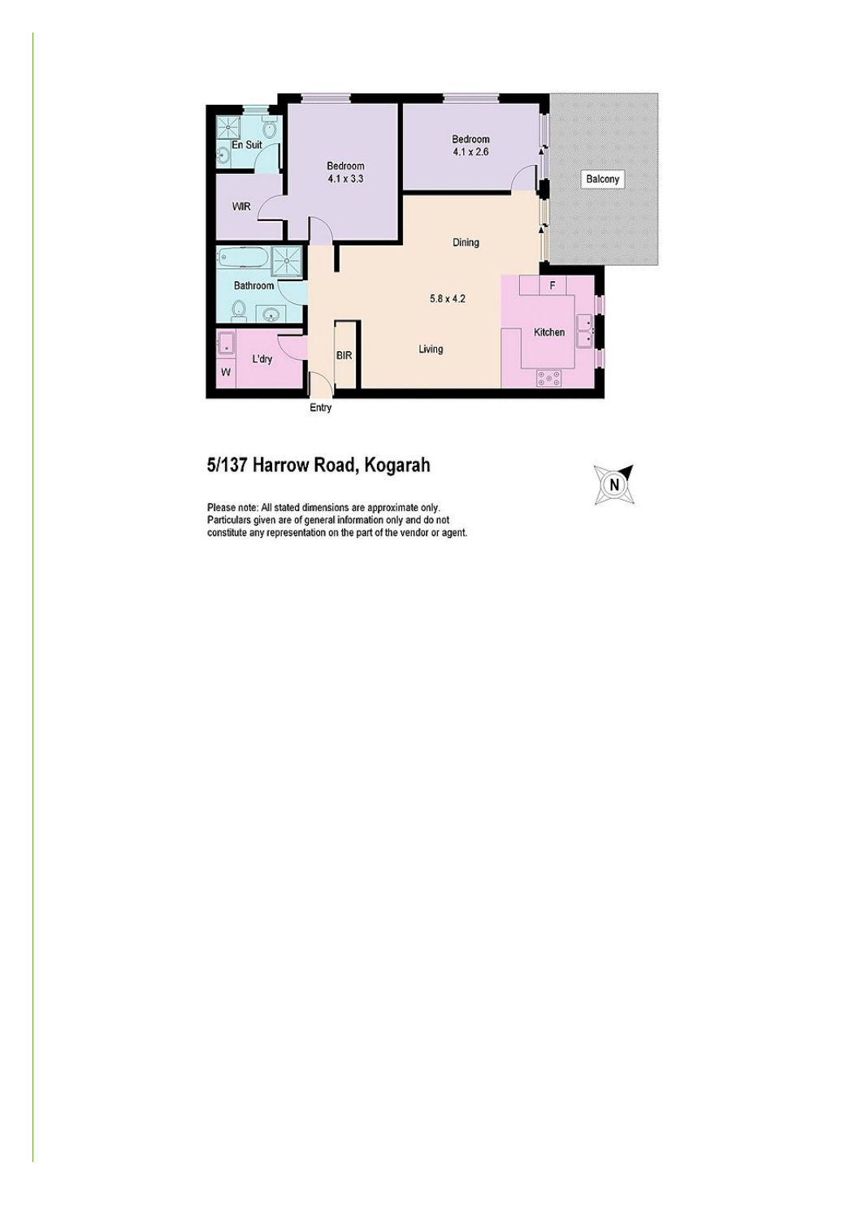En Suit

Bedroom
4.1 x 3.3

Bedroom
4.1 x 2.6

Balcony

WIR

Dining

Bathroom

5.8 x 4.2

F

Kitchen

L'dry

BIR

Living

W

Entry

## 5/137 Harrow Road, Kogarah

N

Please note: All stated dimensions are approximate only.
Particulars given are of general information only and do not
constitute any representation on the part of the vendor or agent.